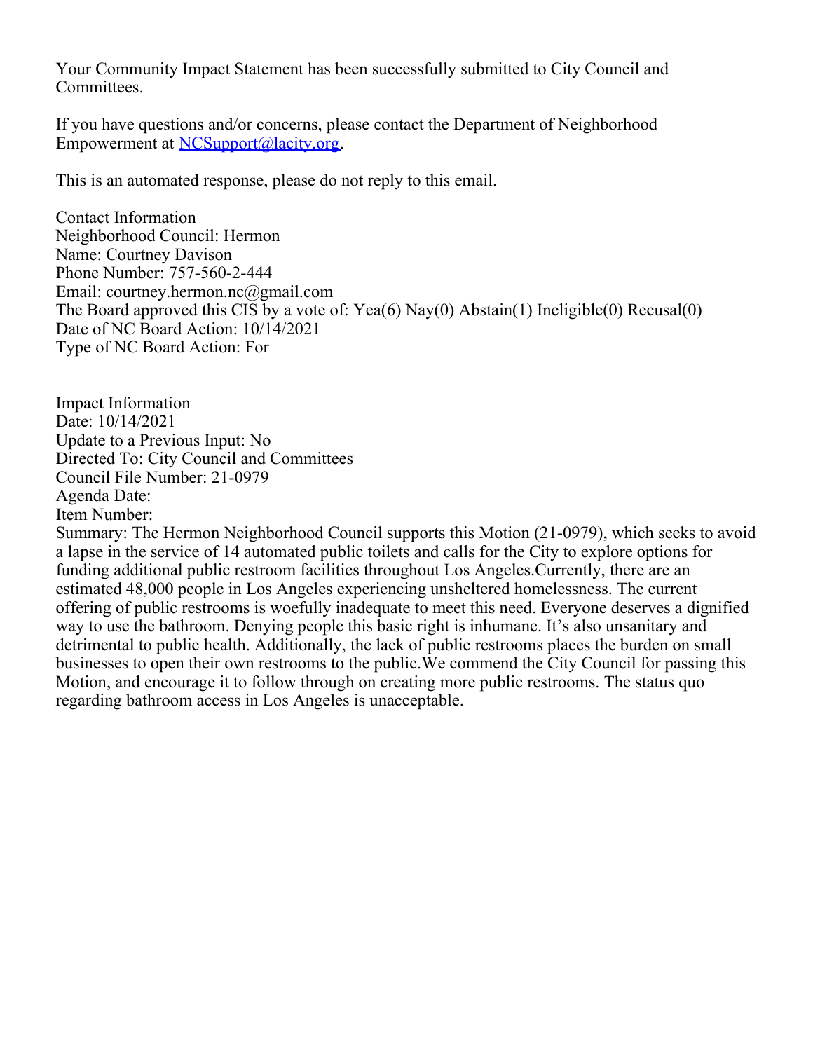Your Community Impact Statement has been successfully submitted to City Council and Committees.

If you have questions and/or concerns, please contact the Department of Neighborhood Empowerment at NCSupport@lacity.org.

This is an automated response, please do not reply to this email.

Contact Information
Neighborhood Council: Hermon
Name: Courtney Davison
Phone Number: 757-560-2-444
Email: courtney.hermon.nc@gmail.com
The Board approved this CIS by a vote of: Yea(6) Nay(0) Abstain(1) Ineligible(0) Recusal(0)
Date of NC Board Action: 10/14/2021
Type of NC Board Action: For

Impact Information
Date: 10/14/2021
Update to a Previous Input: No
Directed To: City Council and Committees
Council File Number: 21-0979
Agenda Date:
Item Number:
Summary: The Hermon Neighborhood Council supports this Motion (21-0979), which seeks to avoid a lapse in the service of 14 automated public toilets and calls for the City to explore options for funding additional public restroom facilities throughout Los Angeles.Currently, there are an estimated 48,000 people in Los Angeles experiencing unsheltered homelessness. The current offering of public restrooms is woefully inadequate to meet this need. Everyone deserves a dignified way to use the bathroom. Denying people this basic right is inhumane. It's also unsanitary and detrimental to public health. Additionally, the lack of public restrooms places the burden on small businesses to open their own restrooms to the public.We commend the City Council for passing this Motion, and encourage it to follow through on creating more public restrooms. The status quo regarding bathroom access in Los Angeles is unacceptable.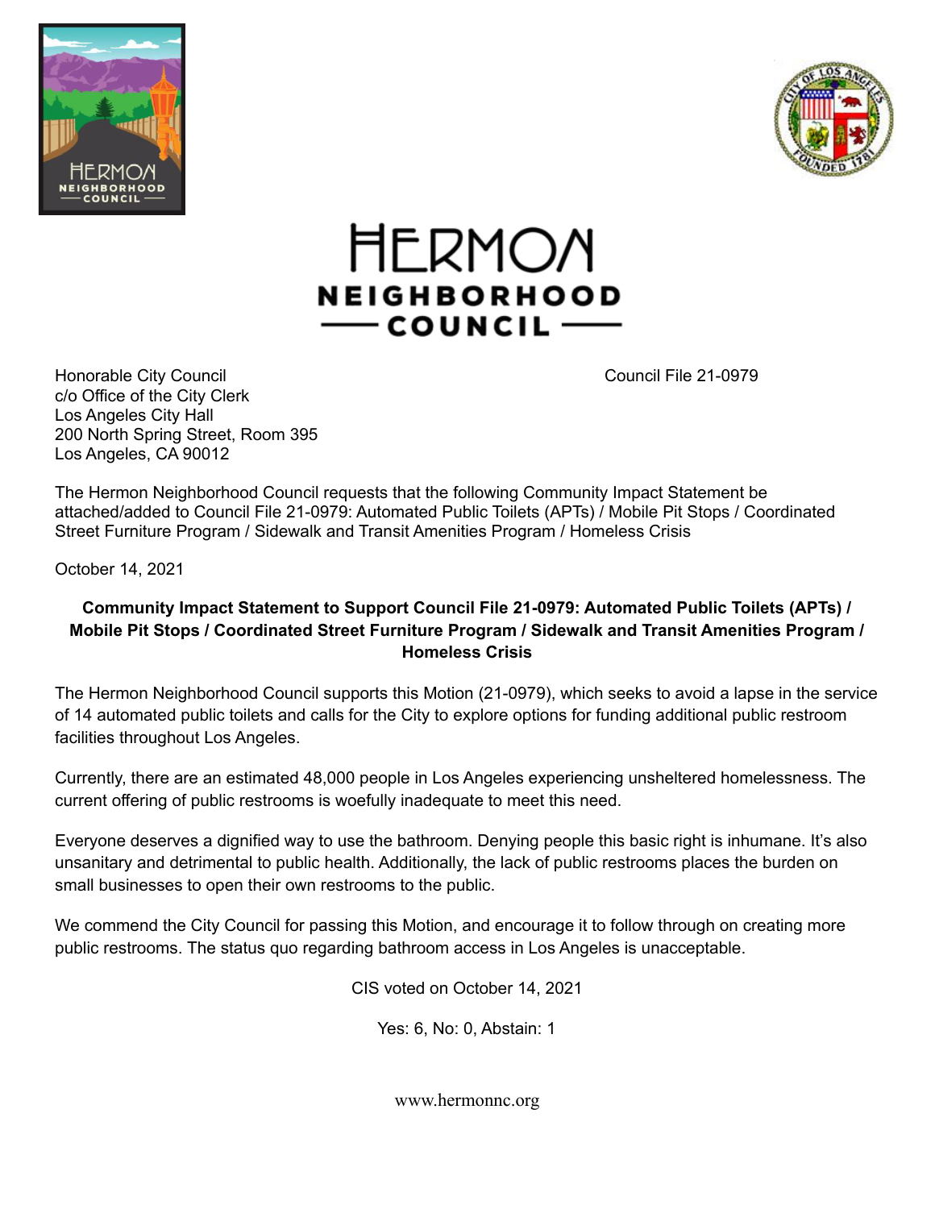# HERMON NEIGHBORHOOD COUNCIL

Honorable City Council
c/o Office of the City Clerk
Los Angeles City Hall
200 North Spring Street, Room 395
Los Angeles, CA 90012

Council File 21-0979

The Hermon Neighborhood Council requests that the following Community Impact Statement be attached/added to Council File 21-0979: Automated Public Toilets (APTs) / Mobile Pit Stops / Coordinated Street Furniture Program / Sidewalk and Transit Amenities Program / Homeless Crisis

October 14, 2021

**Community Impact Statement to Support Council File 21-0979: Automated Public Toilets (APTs) / Mobile Pit Stops / Coordinated Street Furniture Program / Sidewalk and Transit Amenities Program / Homeless Crisis**

The Hermon Neighborhood Council supports this Motion (21-0979), which seeks to avoid a lapse in the service of 14 automated public toilets and calls for the City to explore options for funding additional public restroom facilities throughout Los Angeles.

Currently, there are an estimated 48,000 people in Los Angeles experiencing unsheltered homelessness. The current offering of public restrooms is woefully inadequate to meet this need.

Everyone deserves a dignified way to use the bathroom. Denying people this basic right is inhumane. It's also unsanitary and detrimental to public health. Additionally, the lack of public restrooms places the burden on small businesses to open their own restrooms to the public.

We commend the City Council for passing this Motion, and encourage it to follow through on creating more public restrooms. The status quo regarding bathroom access in Los Angeles is unacceptable.

CIS voted on October 14, 2021

Yes: 6, No: 0, Abstain: 1

www.hermonnc.org